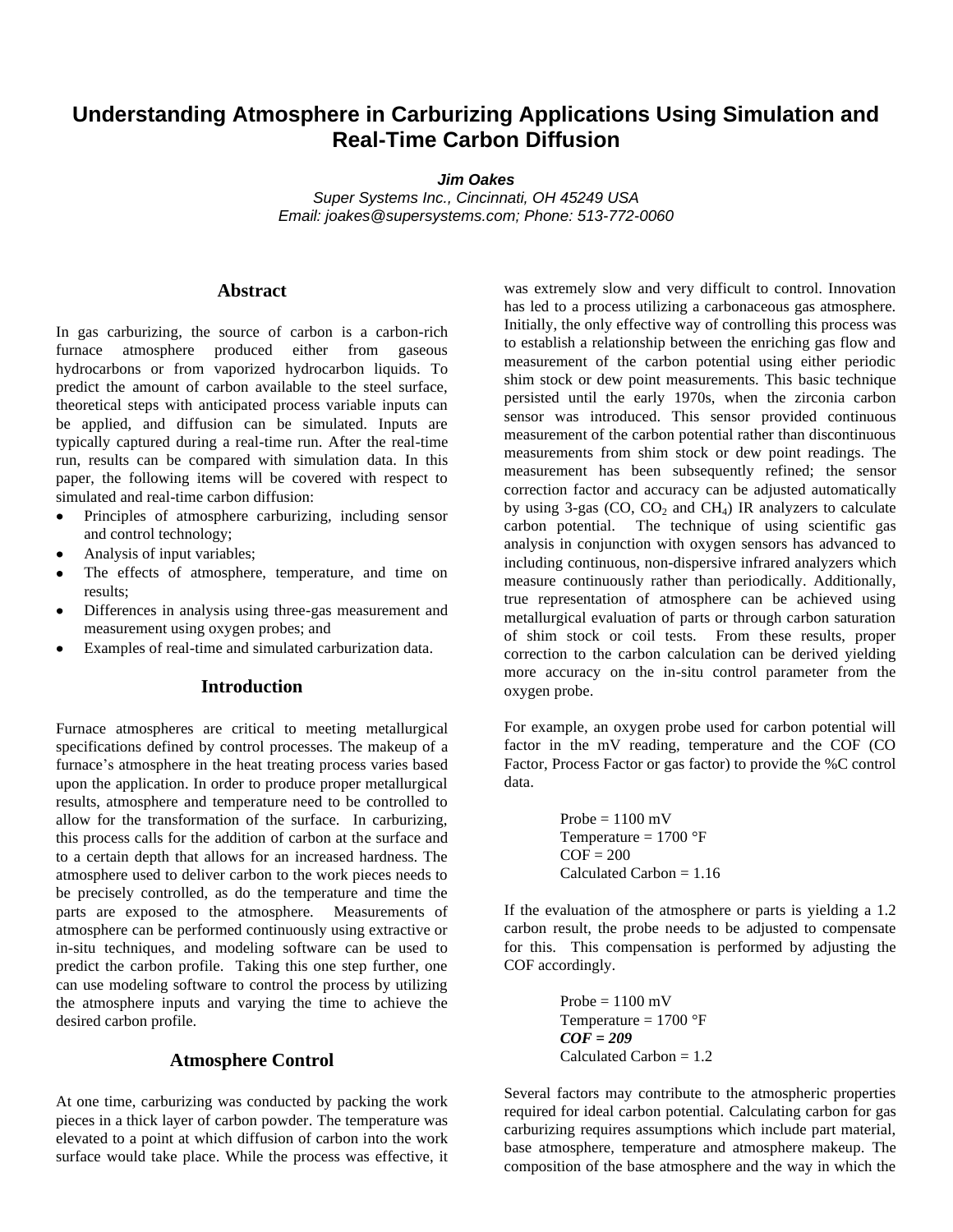# Understanding Atmosphere in Carburizing Applications Using Simulation and Real-Time Carbon Diffusion

***Jim Oakes***

*Super Systems Inc., Cincinnati, OH 45249 USA*

*Email: joakes@supersystems.com; Phone: 513-772-0060*

## Abstract

In gas carburizing, the source of carbon is a carbon-rich furnace atmosphere produced either from gaseous hydrocarbons or from vaporized hydrocarbon liquids. To predict the amount of carbon available to the steel surface, theoretical steps with anticipated process variable inputs can be applied, and diffusion can be simulated. Inputs are typically captured during a real-time run. After the real-time run, results can be compared with simulation data. In this paper, the following items will be covered with respect to simulated and real-time carbon diffusion:

- Principles of atmosphere carburizing, including sensor and control technology;
- Analysis of input variables;
- The effects of atmosphere, temperature, and time on results;
- Differences in analysis using three-gas measurement and measurement using oxygen probes; and
- Examples of real-time and simulated carburization data.

## Introduction

Furnace atmospheres are critical to meeting metallurgical specifications defined by control processes. The makeup of a furnace's atmosphere in the heat treating process varies based upon the application. In order to produce proper metallurgical results, atmosphere and temperature need to be controlled to allow for the transformation of the surface. In carburizing, this process calls for the addition of carbon at the surface and to a certain depth that allows for an increased hardness. The atmosphere used to deliver carbon to the work pieces needs to be precisely controlled, as do the temperature and time the parts are exposed to the atmosphere. Measurements of atmosphere can be performed continuously using extractive or in-situ techniques, and modeling software can be used to predict the carbon profile. Taking this one step further, one can use modeling software to control the process by utilizing the atmosphere inputs and varying the time to achieve the desired carbon profile.

## Atmosphere Control

At one time, carburizing was conducted by packing the work pieces in a thick layer of carbon powder. The temperature was elevated to a point at which diffusion of carbon into the work surface would take place. While the process was effective, it was extremely slow and very difficult to control. Innovation has led to a process utilizing a carbonaceous gas atmosphere. Initially, the only effective way of controlling this process was to establish a relationship between the enriching gas flow and measurement of the carbon potential using either periodic shim stock or dew point measurements. This basic technique persisted until the early 1970s, when the zirconia carbon sensor was introduced. This sensor provided continuous measurement of the carbon potential rather than discontinuous measurements from shim stock or dew point readings. The measurement has been subsequently refined; the sensor correction factor and accuracy can be adjusted automatically by using 3-gas (CO, $CO_2$ and $CH_4$) IR analyzers to calculate carbon potential. The technique of using scientific gas analysis in conjunction with oxygen sensors has advanced to including continuous, non-dispersive infrared analyzers which measure continuously rather than periodically. Additionally, true representation of atmosphere can be achieved using metallurgical evaluation of parts or through carbon saturation of shim stock or coil tests. From these results, proper correction to the carbon calculation can be derived yielding more accuracy on the in-situ control parameter from the oxygen probe.

For example, an oxygen probe used for carbon potential will factor in the mV reading, temperature and the COF (CO Factor, Process Factor or gas factor) to provide the %C control data.

Probe = 1100 mV
Temperature = 1700 °F
COF = 200
Calculated Carbon = 1.16

If the evaluation of the atmosphere or parts is yielding a 1.2 carbon result, the probe needs to be adjusted to compensate for this. This compensation is performed by adjusting the COF accordingly.

Probe = 1100 mV
Temperature = 1700 °F
***COF = 209***
Calculated Carbon = 1.2

Several factors may contribute to the atmospheric properties required for ideal carbon potential. Calculating carbon for gas carburizing requires assumptions which include part material, base atmosphere, temperature and atmosphere makeup. The composition of the base atmosphere and the way in which the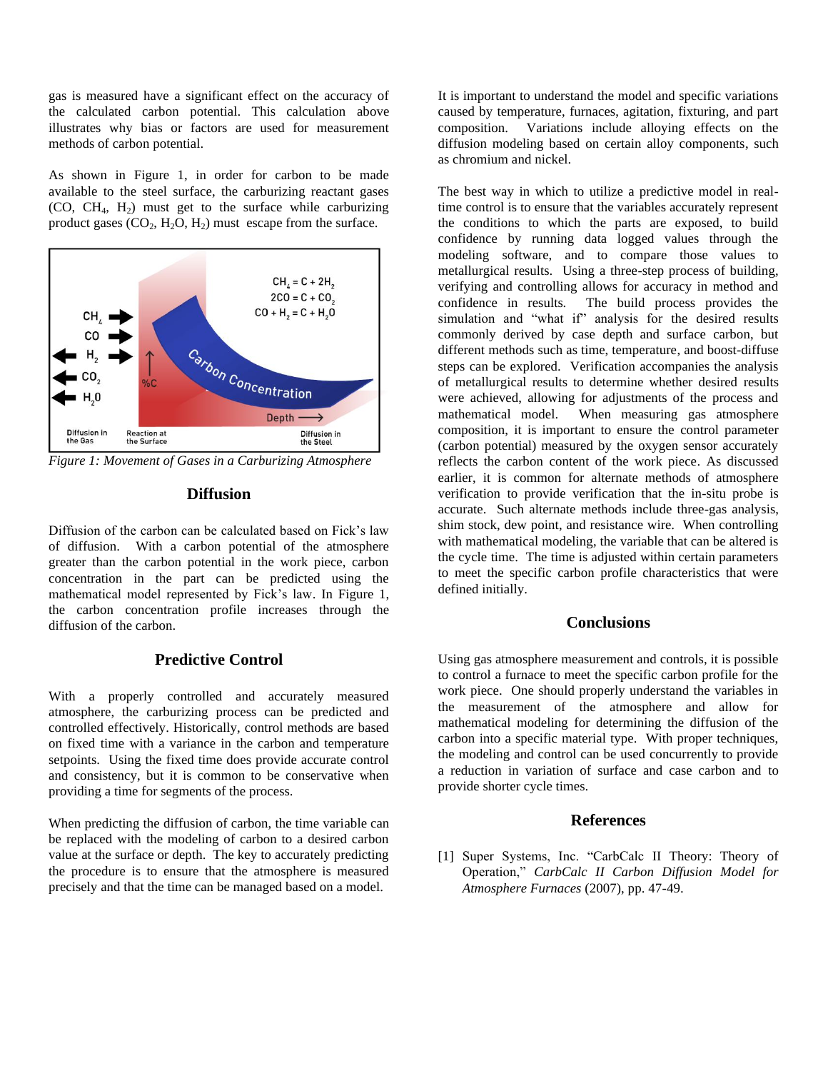gas is measured have a significant effect on the accuracy of the calculated carbon potential. This calculation above illustrates why bias or factors are used for measurement methods of carbon potential.

As shown in Figure 1, in order for carbon to be made available to the steel surface, the carburizing reactant gases ($CO$, $CH_4$, $H_2$) must get to the surface while carburizing product gases ($CO_2$, $H_2O$, $H_2$) must escape from the surface.

$CH_4 = C + 2H_2$

$2CO = C + CO_2$

$CO + H_2 = C + H_2O$

$CH_4$

CO

$H_2$

$CO_2$

$H_2O$

%C

Carbon Concentration

Depth

Diffusion in the Gas

Reaction at the Surface

Diffusion in the Steel

*Figure 1: Movement of Gases in a Carburizing Atmosphere*

## Diffusion

Diffusion of the carbon can be calculated based on Fick's law of diffusion. With a carbon potential of the atmosphere greater than the carbon potential in the work piece, carbon concentration in the part can be predicted using the mathematical model represented by Fick's law. In Figure 1, the carbon concentration profile increases through the diffusion of the carbon.

## Predictive Control

With a properly controlled and accurately measured atmosphere, the carburizing process can be predicted and controlled effectively. Historically, control methods are based on fixed time with a variance in the carbon and temperature setpoints. Using the fixed time does provide accurate control and consistency, but it is common to be conservative when providing a time for segments of the process.

When predicting the diffusion of carbon, the time variable can be replaced with the modeling of carbon to a desired carbon value at the surface or depth. The key to accurately predicting the procedure is to ensure that the atmosphere is measured precisely and that the time can be managed based on a model.

It is important to understand the model and specific variations caused by temperature, furnaces, agitation, fixturing, and part composition. Variations include alloying effects on the diffusion modeling based on certain alloy components, such as chromium and nickel.

The best way in which to utilize a predictive model in real-time control is to ensure that the variables accurately represent the conditions to which the parts are exposed, to build confidence by running data logged values through the modeling software, and to compare those values to metallurgical results. Using a three-step process of building, verifying and controlling allows for accuracy in method and confidence in results. The build process provides the simulation and "what if" analysis for the desired results commonly derived by case depth and surface carbon, but different methods such as time, temperature, and boost-diffuse steps can be explored. Verification accompanies the analysis of metallurgical results to determine whether desired results were achieved, allowing for adjustments of the process and mathematical model. When measuring gas atmosphere composition, it is important to ensure the control parameter (carbon potential) measured by the oxygen sensor accurately reflects the carbon content of the work piece. As discussed earlier, it is common for alternate methods of atmosphere verification to provide verification that the in-situ probe is accurate. Such alternate methods include three-gas analysis, shim stock, dew point, and resistance wire. When controlling with mathematical modeling, the variable that can be altered is the cycle time. The time is adjusted within certain parameters to meet the specific carbon profile characteristics that were defined initially.

## Conclusions

Using gas atmosphere measurement and controls, it is possible to control a furnace to meet the specific carbon profile for the work piece. One should properly understand the variables in the measurement of the atmosphere and allow for mathematical modeling for determining the diffusion of the carbon into a specific material type. With proper techniques, the modeling and control can be used concurrently to provide a reduction in variation of surface and case carbon and to provide shorter cycle times.

## References

[1] Super Systems, Inc. "CarbCalc II Theory: Theory of Operation," *CarbCalc II Carbon Diffusion Model for Atmosphere Furnaces* (2007), pp. 47-49.